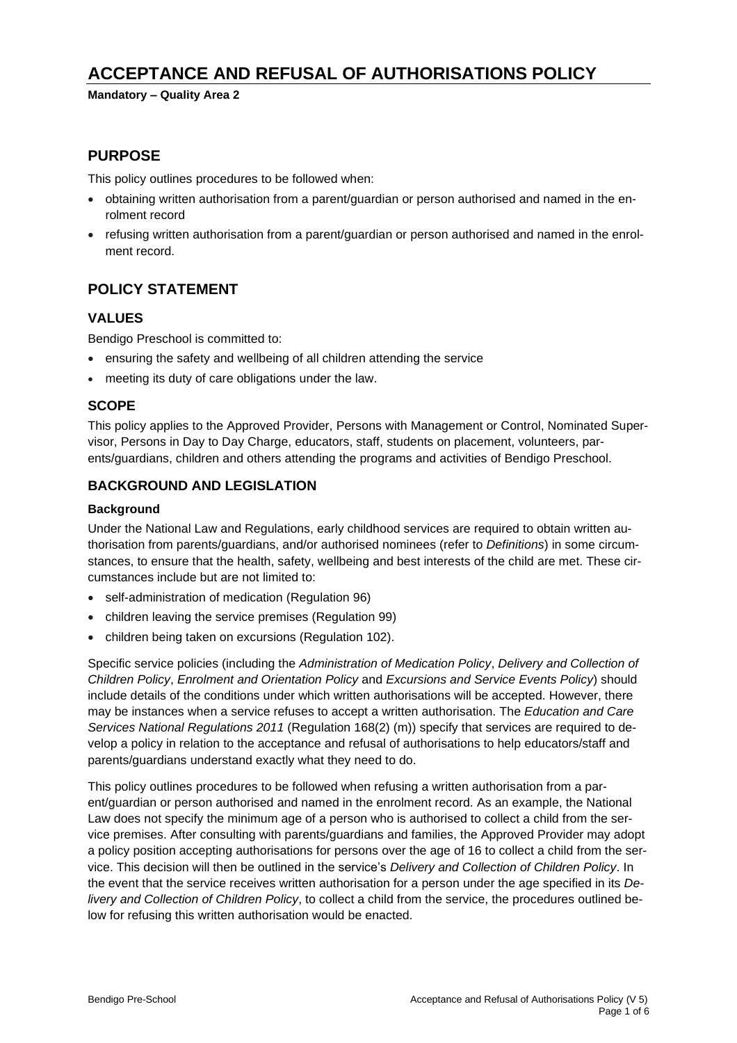# ACCEPTANCE AND REFUSAL OF AUTHORISATIONS POLICY

**Mandatory – Quality Area 2**

## PURPOSE

This policy outlines procedures to be followed when:

- obtaining written authorisation from a parent/guardian or person authorised and named in the enrolment record
- refusing written authorisation from a parent/guardian or person authorised and named in the enrolment record.

## POLICY STATEMENT

### VALUES

Bendigo Preschool is committed to:

- ensuring the safety and wellbeing of all children attending the service
- meeting its duty of care obligations under the law.

### SCOPE

This policy applies to the Approved Provider, Persons with Management or Control, Nominated Supervisor, Persons in Day to Day Charge, educators, staff, students on placement, volunteers, parents/guardians, children and others attending the programs and activities of Bendigo Preschool.

### BACKGROUND AND LEGISLATION

#### Background

Under the National Law and Regulations, early childhood services are required to obtain written authorisation from parents/guardians, and/or authorised nominees (refer to *Definitions*) in some circumstances, to ensure that the health, safety, wellbeing and best interests of the child are met. These circumstances include but are not limited to:

- self-administration of medication (Regulation 96)
- children leaving the service premises (Regulation 99)
- children being taken on excursions (Regulation 102).

Specific service policies (including the *Administration of Medication Policy*, *Delivery and Collection of Children Policy*, *Enrolment and Orientation Policy* and *Excursions and Service Events Policy*) should include details of the conditions under which written authorisations will be accepted. However, there may be instances when a service refuses to accept a written authorisation. The *Education and Care Services National Regulations 2011* (Regulation 168(2) (m)) specify that services are required to develop a policy in relation to the acceptance and refusal of authorisations to help educators/staff and parents/guardians understand exactly what they need to do.

This policy outlines procedures to be followed when refusing a written authorisation from a parent/guardian or person authorised and named in the enrolment record. As an example, the National Law does not specify the minimum age of a person who is authorised to collect a child from the service premises. After consulting with parents/guardians and families, the Approved Provider may adopt a policy position accepting authorisations for persons over the age of 16 to collect a child from the service. This decision will then be outlined in the service's *Delivery and Collection of Children Policy*. In the event that the service receives written authorisation for a person under the age specified in its *Delivery and Collection of Children Policy*, to collect a child from the service, the procedures outlined below for refusing this written authorisation would be enacted.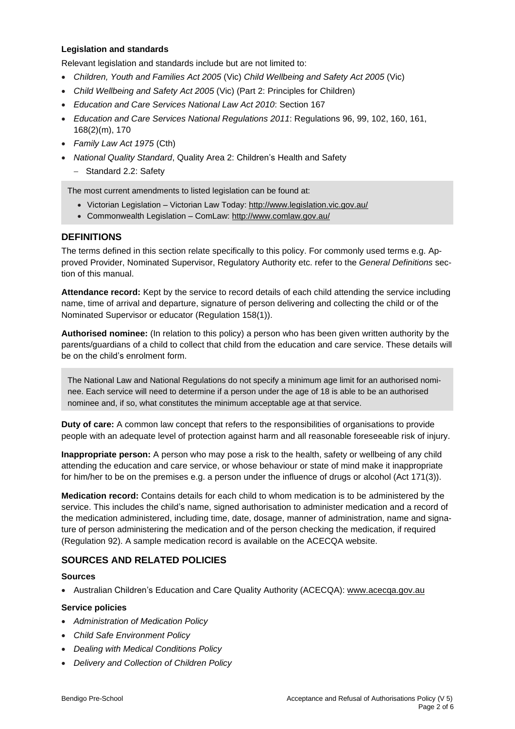**Legislation and standards**

Relevant legislation and standards include but are not limited to:

- *Children, Youth and Families Act 2005* (Vic) *Child Wellbeing and Safety Act 2005* (Vic)
- *Child Wellbeing and Safety Act 2005* (Vic) (Part 2: Principles for Children)
- *Education and Care Services National Law Act 2010*: Section 167
- *Education and Care Services National Regulations 2011*: Regulations 96, 99, 102, 160, 161, 168(2)(m), 170
- *Family Law Act 1975* (Cth)
- *National Quality Standard*, Quality Area 2: Children's Health and Safety
  - Standard 2.2: Safety

The most current amendments to listed legislation can be found at:

- Victorian Legislation – Victorian Law Today: http://www.legislation.vic.gov.au/
- Commonwealth Legislation – ComLaw: http://www.comlaw.gov.au/

## DEFINITIONS

The terms defined in this section relate specifically to this policy. For commonly used terms e.g. Approved Provider, Nominated Supervisor, Regulatory Authority etc. refer to the *General Definitions* section of this manual.

**Attendance record:** Kept by the service to record details of each child attending the service including name, time of arrival and departure, signature of person delivering and collecting the child or of the Nominated Supervisor or educator (Regulation 158(1)).

**Authorised nominee:** (In relation to this policy) a person who has been given written authority by the parents/guardians of a child to collect that child from the education and care service. These details will be on the child's enrolment form.

The National Law and National Regulations do not specify a minimum age limit for an authorised nominee. Each service will need to determine if a person under the age of 18 is able to be an authorised nominee and, if so, what constitutes the minimum acceptable age at that service.

**Duty of care:** A common law concept that refers to the responsibilities of organisations to provide people with an adequate level of protection against harm and all reasonable foreseeable risk of injury.

**Inappropriate person:** A person who may pose a risk to the health, safety or wellbeing of any child attending the education and care service, or whose behaviour or state of mind make it inappropriate for him/her to be on the premises e.g. a person under the influence of drugs or alcohol (Act 171(3)).

**Medication record:** Contains details for each child to whom medication is to be administered by the service. This includes the child's name, signed authorisation to administer medication and a record of the medication administered, including time, date, dosage, manner of administration, name and signature of person administering the medication and of the person checking the medication, if required (Regulation 92). A sample medication record is available on the ACECQA website.

## SOURCES AND RELATED POLICIES

**Sources**

- Australian Children's Education and Care Quality Authority (ACECQA): www.acecqa.gov.au

**Service policies**

- *Administration of Medication Policy*
- *Child Safe Environment Policy*
- *Dealing with Medical Conditions Policy*
- *Delivery and Collection of Children Policy*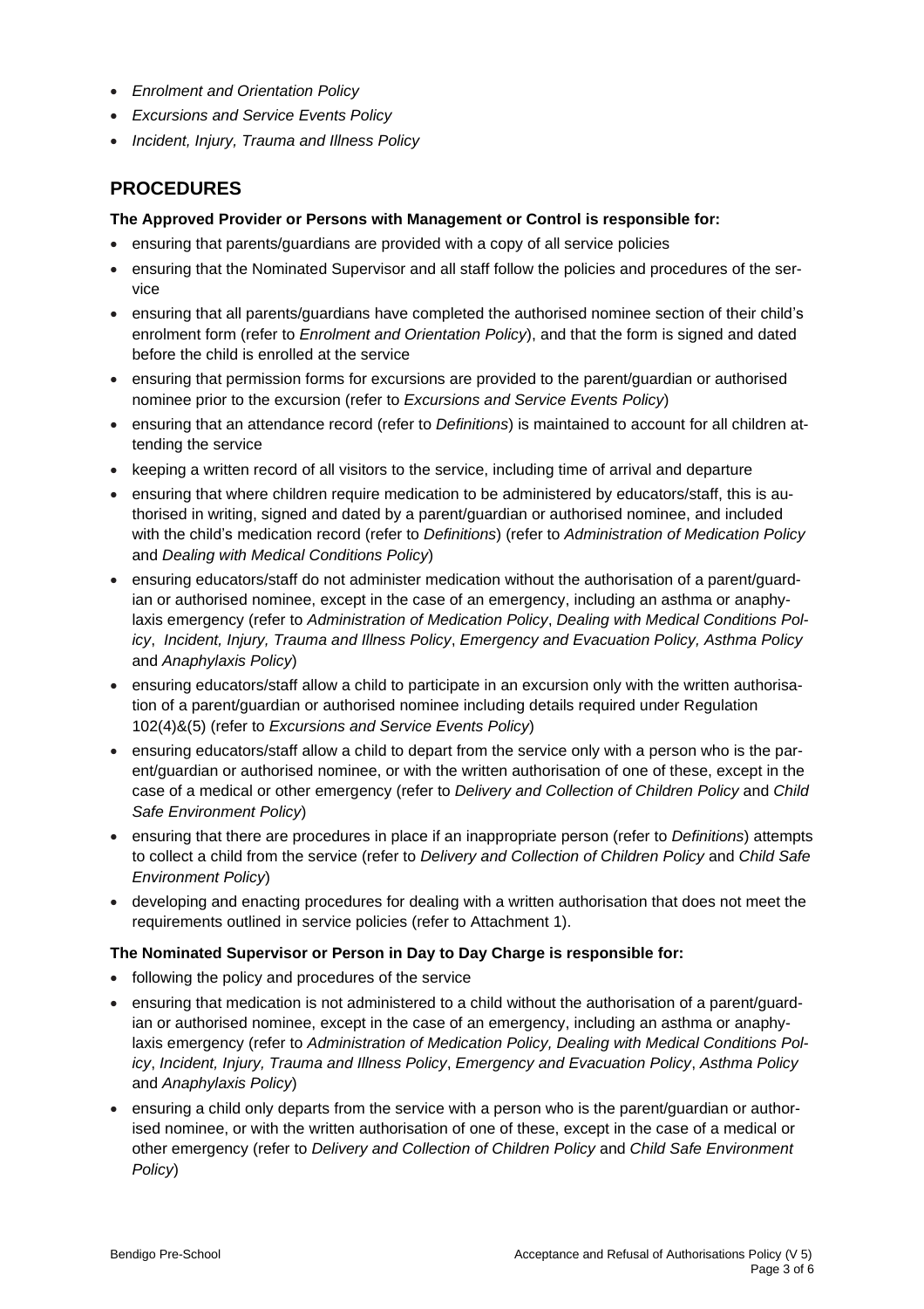- *Enrolment and Orientation Policy*
- *Excursions and Service Events Policy*
- *Incident, Injury, Trauma and Illness Policy*

## PROCEDURES

**The Approved Provider or Persons with Management or Control is responsible for:**

- ensuring that parents/guardians are provided with a copy of all service policies
- ensuring that the Nominated Supervisor and all staff follow the policies and procedures of the service
- ensuring that all parents/guardians have completed the authorised nominee section of their child's enrolment form (refer to *Enrolment and Orientation Policy*), and that the form is signed and dated before the child is enrolled at the service
- ensuring that permission forms for excursions are provided to the parent/guardian or authorised nominee prior to the excursion (refer to *Excursions and Service Events Policy*)
- ensuring that an attendance record (refer to *Definitions*) is maintained to account for all children attending the service
- keeping a written record of all visitors to the service, including time of arrival and departure
- ensuring that where children require medication to be administered by educators/staff, this is authorised in writing, signed and dated by a parent/guardian or authorised nominee, and included with the child's medication record (refer to *Definitions*) (refer to *Administration of Medication Policy* and *Dealing with Medical Conditions Policy*)
- ensuring educators/staff do not administer medication without the authorisation of a parent/guardian or authorised nominee, except in the case of an emergency, including an asthma or anaphylaxis emergency (refer to *Administration of Medication Policy*, *Dealing with Medical Conditions Policy*, *Incident, Injury, Trauma and Illness Policy*, *Emergency and Evacuation Policy, Asthma Policy* and *Anaphylaxis Policy*)
- ensuring educators/staff allow a child to participate in an excursion only with the written authorisation of a parent/guardian or authorised nominee including details required under Regulation 102(4)&(5) (refer to *Excursions and Service Events Policy*)
- ensuring educators/staff allow a child to depart from the service only with a person who is the parent/guardian or authorised nominee, or with the written authorisation of one of these, except in the case of a medical or other emergency (refer to *Delivery and Collection of Children Policy* and *Child Safe Environment Policy*)
- ensuring that there are procedures in place if an inappropriate person (refer to *Definitions*) attempts to collect a child from the service (refer to *Delivery and Collection of Children Policy* and *Child Safe Environment Policy*)
- developing and enacting procedures for dealing with a written authorisation that does not meet the requirements outlined in service policies (refer to Attachment 1).

**The Nominated Supervisor or Person in Day to Day Charge is responsible for:**

- following the policy and procedures of the service
- ensuring that medication is not administered to a child without the authorisation of a parent/guardian or authorised nominee, except in the case of an emergency, including an asthma or anaphylaxis emergency (refer to *Administration of Medication Policy, Dealing with Medical Conditions Policy*, *Incident, Injury, Trauma and Illness Policy*, *Emergency and Evacuation Policy*, *Asthma Policy* and *Anaphylaxis Policy*)
- ensuring a child only departs from the service with a person who is the parent/guardian or authorised nominee, or with the written authorisation of one of these, except in the case of a medical or other emergency (refer to *Delivery and Collection of Children Policy* and *Child Safe Environment Policy*)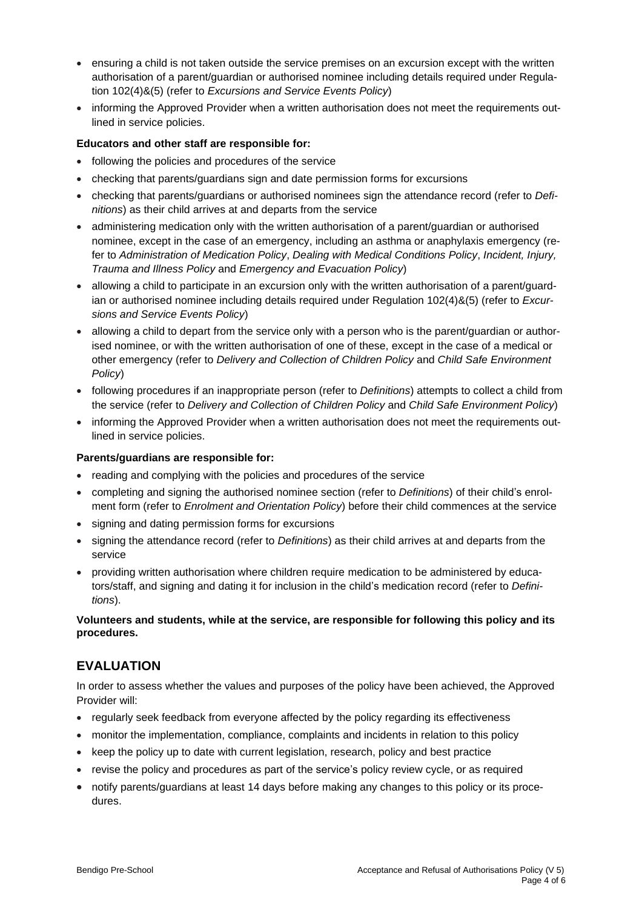- ensuring a child is not taken outside the service premises on an excursion except with the written authorisation of a parent/guardian or authorised nominee including details required under Regulation 102(4)&(5) (refer to *Excursions and Service Events Policy*)
- informing the Approved Provider when a written authorisation does not meet the requirements outlined in service policies.

**Educators and other staff are responsible for:**

- following the policies and procedures of the service
- checking that parents/guardians sign and date permission forms for excursions
- checking that parents/guardians or authorised nominees sign the attendance record (refer to *Definitions*) as their child arrives at and departs from the service
- administering medication only with the written authorisation of a parent/guardian or authorised nominee, except in the case of an emergency, including an asthma or anaphylaxis emergency (refer to *Administration of Medication Policy*, *Dealing with Medical Conditions Policy*, *Incident, Injury, Trauma and Illness Policy* and *Emergency and Evacuation Policy*)
- allowing a child to participate in an excursion only with the written authorisation of a parent/guardian or authorised nominee including details required under Regulation 102(4)&(5) (refer to *Excursions and Service Events Policy*)
- allowing a child to depart from the service only with a person who is the parent/guardian or authorised nominee, or with the written authorisation of one of these, except in the case of a medical or other emergency (refer to *Delivery and Collection of Children Policy* and *Child Safe Environment Policy*)
- following procedures if an inappropriate person (refer to *Definitions*) attempts to collect a child from the service (refer to *Delivery and Collection of Children Policy* and *Child Safe Environment Policy*)
- informing the Approved Provider when a written authorisation does not meet the requirements outlined in service policies.

**Parents/guardians are responsible for:**

- reading and complying with the policies and procedures of the service
- completing and signing the authorised nominee section (refer to *Definitions*) of their child's enrolment form (refer to *Enrolment and Orientation Policy*) before their child commences at the service
- signing and dating permission forms for excursions
- signing the attendance record (refer to *Definitions*) as their child arrives at and departs from the service
- providing written authorisation where children require medication to be administered by educators/staff, and signing and dating it for inclusion in the child's medication record (refer to *Definitions*).

**Volunteers and students, while at the service, are responsible for following this policy and its procedures.**

## EVALUATION

In order to assess whether the values and purposes of the policy have been achieved, the Approved Provider will:

- regularly seek feedback from everyone affected by the policy regarding its effectiveness
- monitor the implementation, compliance, complaints and incidents in relation to this policy
- keep the policy up to date with current legislation, research, policy and best practice
- revise the policy and procedures as part of the service's policy review cycle, or as required
- notify parents/guardians at least 14 days before making any changes to this policy or its procedures.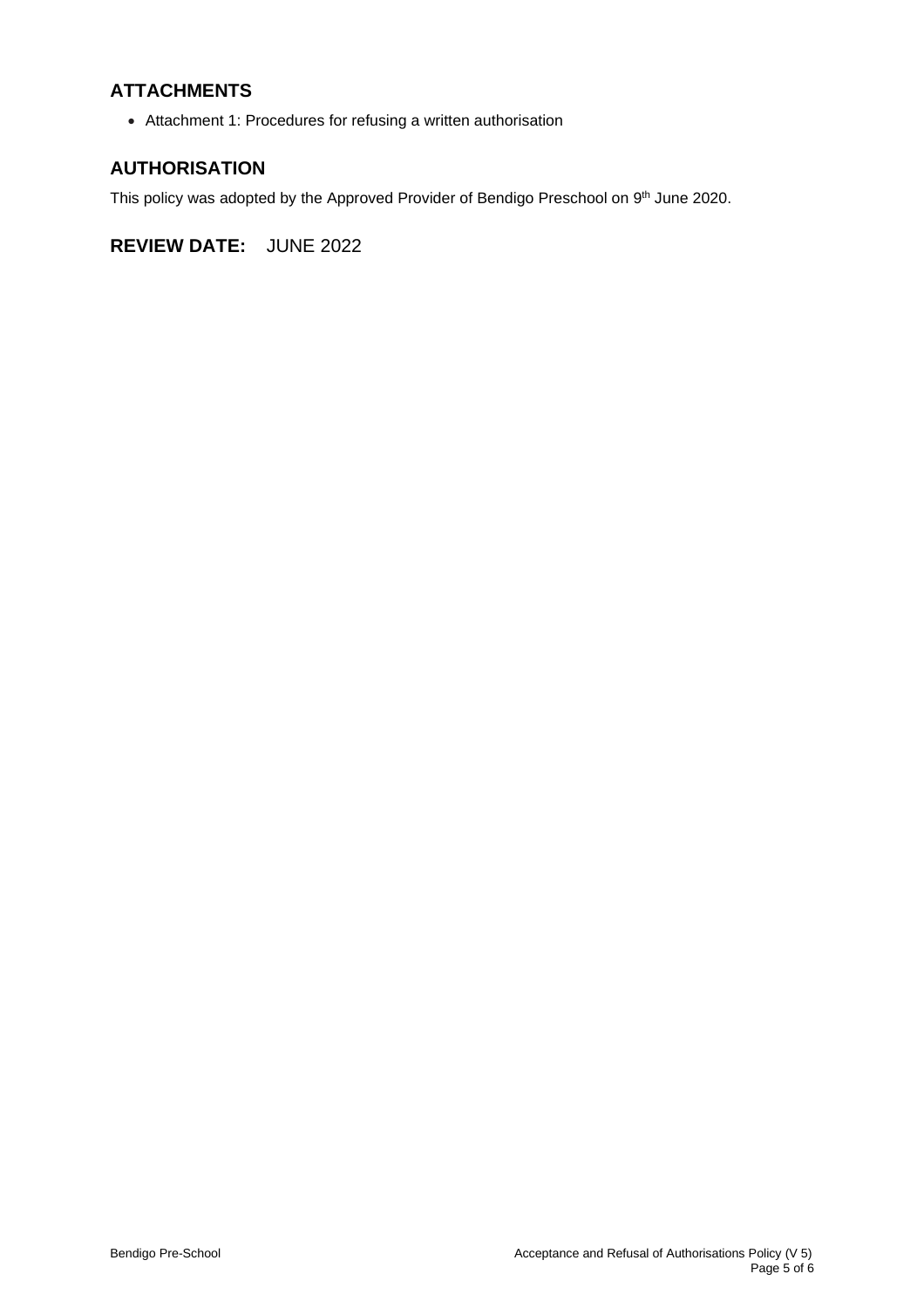## ATTACHMENTS

- Attachment 1: Procedures for refusing a written authorisation

## AUTHORISATION

This policy was adopted by the Approved Provider of Bendigo Preschool on 9th June 2020.

## REVIEW DATE: JUNE 2022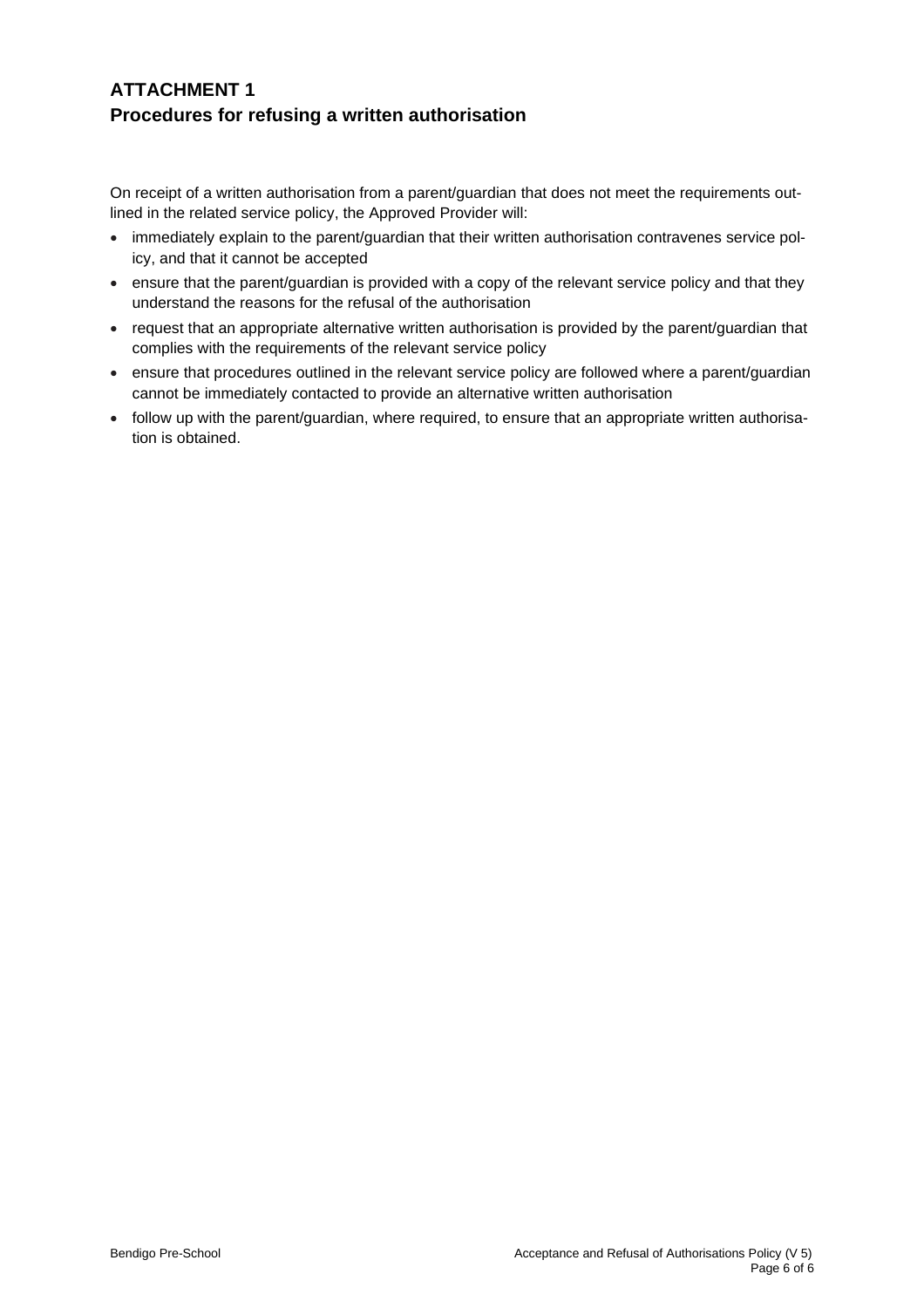## ATTACHMENT 1
## Procedures for refusing a written authorisation

On receipt of a written authorisation from a parent/guardian that does not meet the requirements outlined in the related service policy, the Approved Provider will:

- immediately explain to the parent/guardian that their written authorisation contravenes service policy, and that it cannot be accepted
- ensure that the parent/guardian is provided with a copy of the relevant service policy and that they understand the reasons for the refusal of the authorisation
- request that an appropriate alternative written authorisation is provided by the parent/guardian that complies with the requirements of the relevant service policy
- ensure that procedures outlined in the relevant service policy are followed where a parent/guardian cannot be immediately contacted to provide an alternative written authorisation
- follow up with the parent/guardian, where required, to ensure that an appropriate written authorisation is obtained.